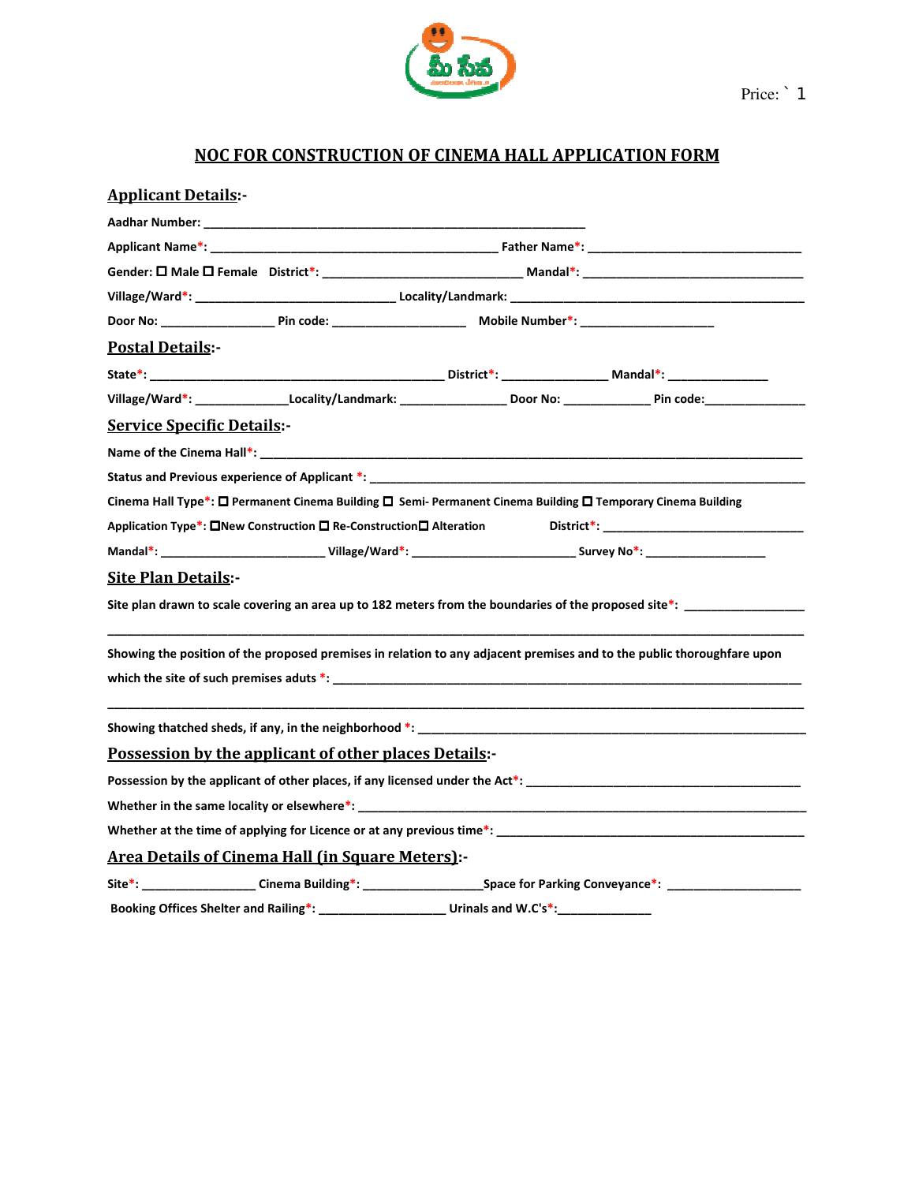Price: ` 1

# NOC FOR CONSTRUCTION OF CINEMA HALL APPLICATION FORM

## Applicant Details:-

**Aadhar Number:** ____________________________________________

**Applicant Name*:** ______________________________ **Father Name*:** ______________________________

**Gender:** ☐ **Male** ☐ **Female** **District*:** ______________________ **Mandal*:** ______________________

**Village/Ward*:** ______________________ **Locality/Landmark:** ______________________________

**Door No:** ______________ **Pin code:** ________________ **Mobile Number*:** ________________

## Postal Details:-

**State*:** ______________________________ **District*:** ______________ **Mandal*:** ______________

**Village/Ward*:** ____________ **Locality/Landmark:** ______________ **Door No:** ____________ **Pin code:** ______________

## Service Specific Details:-

**Name of the Cinema Hall*:** ____________________________________________________________

**Status and Previous experience of Applicant *:** ______________________________________________

**Cinema Hall Type*:** ☐ **Permanent Cinema Building** ☐ **Semi- Permanent Cinema Building** ☐ **Temporary Cinema Building**

**Application Type*:** ☐ **New Construction** ☐ **Re-Construction** ☐ **Alteration** **District*:** ______________________

**Mandal*:** ______________________ **Village/Ward*:** ______________________ **Survey No*:** ________________

## Site Plan Details:-

**Site plan drawn to scale covering an area up to 182 meters from the boundaries of the proposed site*:** ______________

______________________________________________________________________________________

**Showing the position of the proposed premises in relation to any adjacent premises and to the public thoroughfare upon which the site of such premises aduts *:** ______________________________________________

______________________________________________________________________________________

**Showing thatched sheds, if any, in the neighborhood *:** ______________________________________________

## Possession by the applicant of other places Details:-

**Possession by the applicant of other places, if any licensed under the Act*:** ______________________________

**Whether in the same locality or elsewhere*:** ______________________________________________

**Whether at the time of applying for Licence or at any previous time*:** ______________________________

## Area Details of Cinema Hall (in Square Meters):-

**Site*:** ______________ **Cinema Building*:** ________________ **Space for Parking Conveyance*:** ________________

**Booking Offices Shelter and Railing*:** ________________ **Urinals and W.C's*:** ____________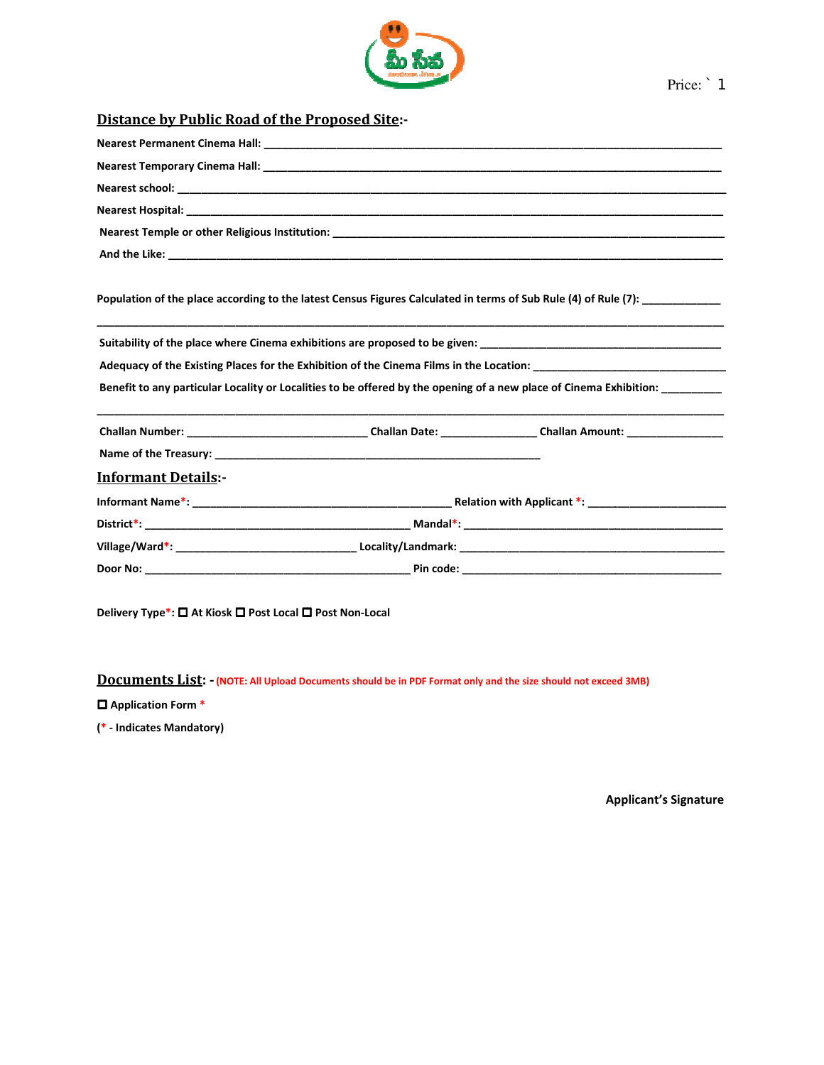Price: ` 1

## Distance by Public Road of the Proposed Site:-

**Nearest Permanent Cinema Hall:** ______________________________________________

**Nearest Temporary Cinema Hall:** ______________________________________________

**Nearest school:** ______________________________________________

**Nearest Hospital:** ______________________________________________

**Nearest Temple or other Religious Institution:** ______________________________________________

**And the Like:** ______________________________________________

**Population of the place according to the latest Census Figures Calculated in terms of Sub Rule (4) of Rule (7):** ______________

______________________________________________

**Suitability of the place where Cinema exhibitions are proposed to be given:** ______________________________

**Adequacy of the Existing Places for the Exhibition of the Cinema Films in the Location:** ______________________________

**Benefit to any particular Locality or Localities to be offered by the opening of a new place of Cinema Exhibition:** __________

______________________________________________

**Challan Number:** ______________________ **Challan Date:** ______________ **Challan Amount:** ______________

**Name of the Treasury:** ______________________________________________

## Informant Details:-

**Informant Name*:** ______________________________ **Relation with Applicant *:** ______________________

**District*:** ______________________________ **Mandal*:** ______________________________

**Village/Ward*:** ______________________ **Locality/Landmark:** ______________________________

**Door No:** ______________________________ **Pin code:** ______________________________

**Delivery Type*:** ☐ At Kiosk ☐ Post Local ☐ Post Non-Local

## Documents List: - (NOTE: All Upload Documents should be in PDF Format only and the size should not exceed 3MB)

☐ **Application Form ***

**(* - Indicates Mandatory)**

**Applicant's Signature**